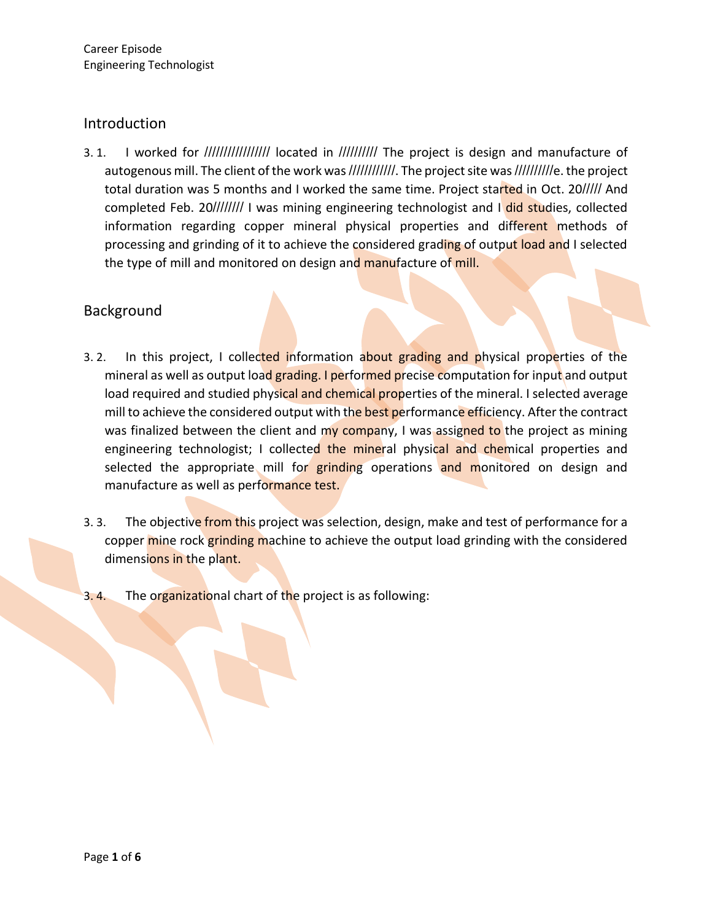## Introduction

3. 1. I worked for //////////////// located in ///////// The project is design and manufacture of autogenous mill. The client of the work was ///////////. The project site was /////////e. the project total duration was 5 months and I worked the same time. Project started in Oct. 20///// And completed Feb. 20//////// I was mining engineering technologist and I did studies, collected information regarding copper mineral physical properties and different methods of processing and grinding of it to achieve the considered grading of output load and I selected the type of mill and monitored on design and manufacture of mill.

## Background

3. 2. In this project, I collected information about grading and physical properties of the mineral as well as output load grading. I performed precise computation for input and output load required and studied physical and chemical properties of the mineral. I selected average mill to achieve the considered output with the best performance efficiency. After the contract was finalized between the client and my company, I was assigned to the project as mining engineering technologist; I collected the mineral physical and chemical properties and selected the appropriate mill for grinding operations and monitored on design and manufacture as well as performance test.

3. 3. The objective from this project was selection, design, make and test of performance for a copper mine rock grinding machine to achieve the output load grinding with the considered dimensions in the plant.

3. 4. The organizational chart of the project is as following: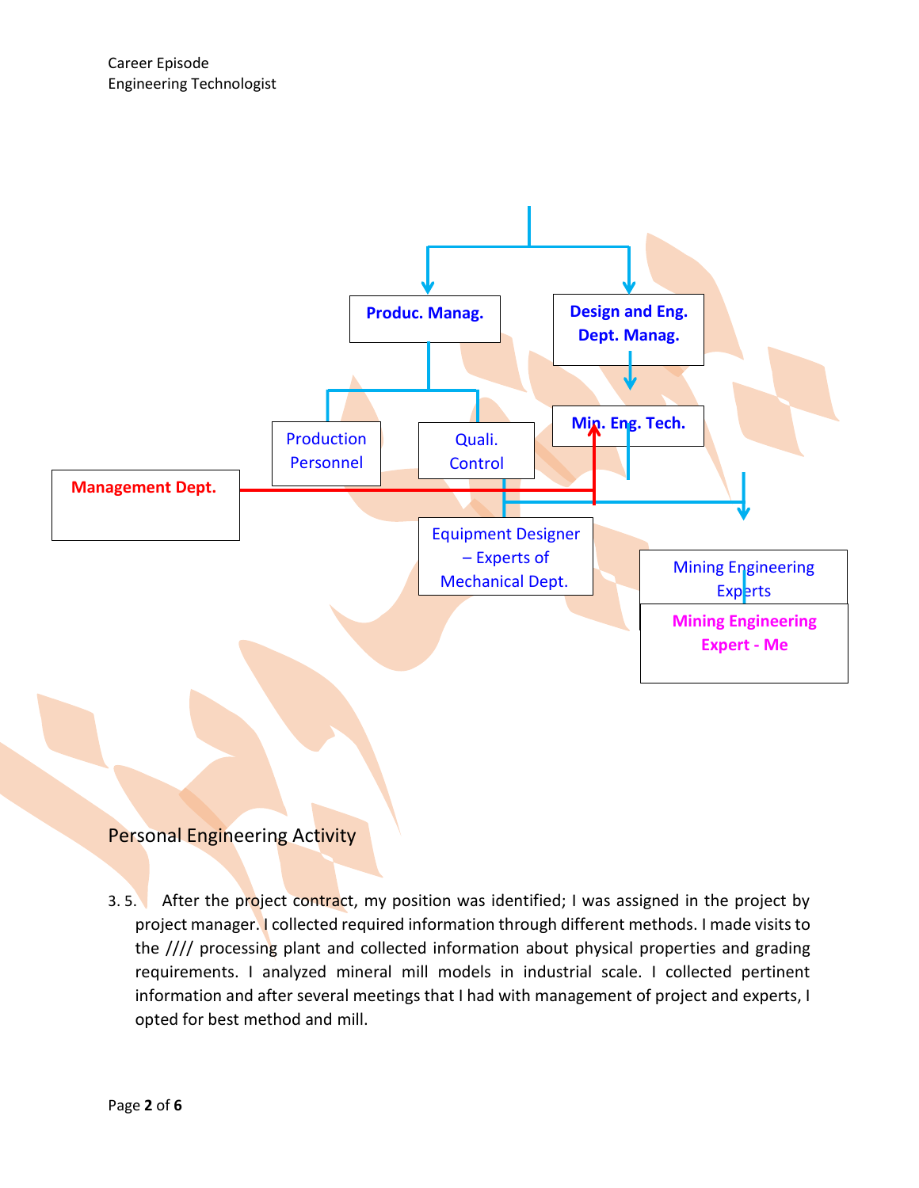Produc. Manag.

Design and Eng. Dept. Manag.

Production Personnel

Quali. Control

Min. Eng. Tech.

Management Dept.

Equipment Designer – Experts of Mechanical Dept.

Mining Engineering Experts

Mining Engineering Expert - Me

## Personal Engineering Activity

3. 5. After the project contract, my position was identified; I was assigned in the project by project manager. I collected required information through different methods. I made visits to the //// processing plant and collected information about physical properties and grading requirements. I analyzed mineral mill models in industrial scale. I collected pertinent information and after several meetings that I had with management of project and experts, I opted for best method and mill.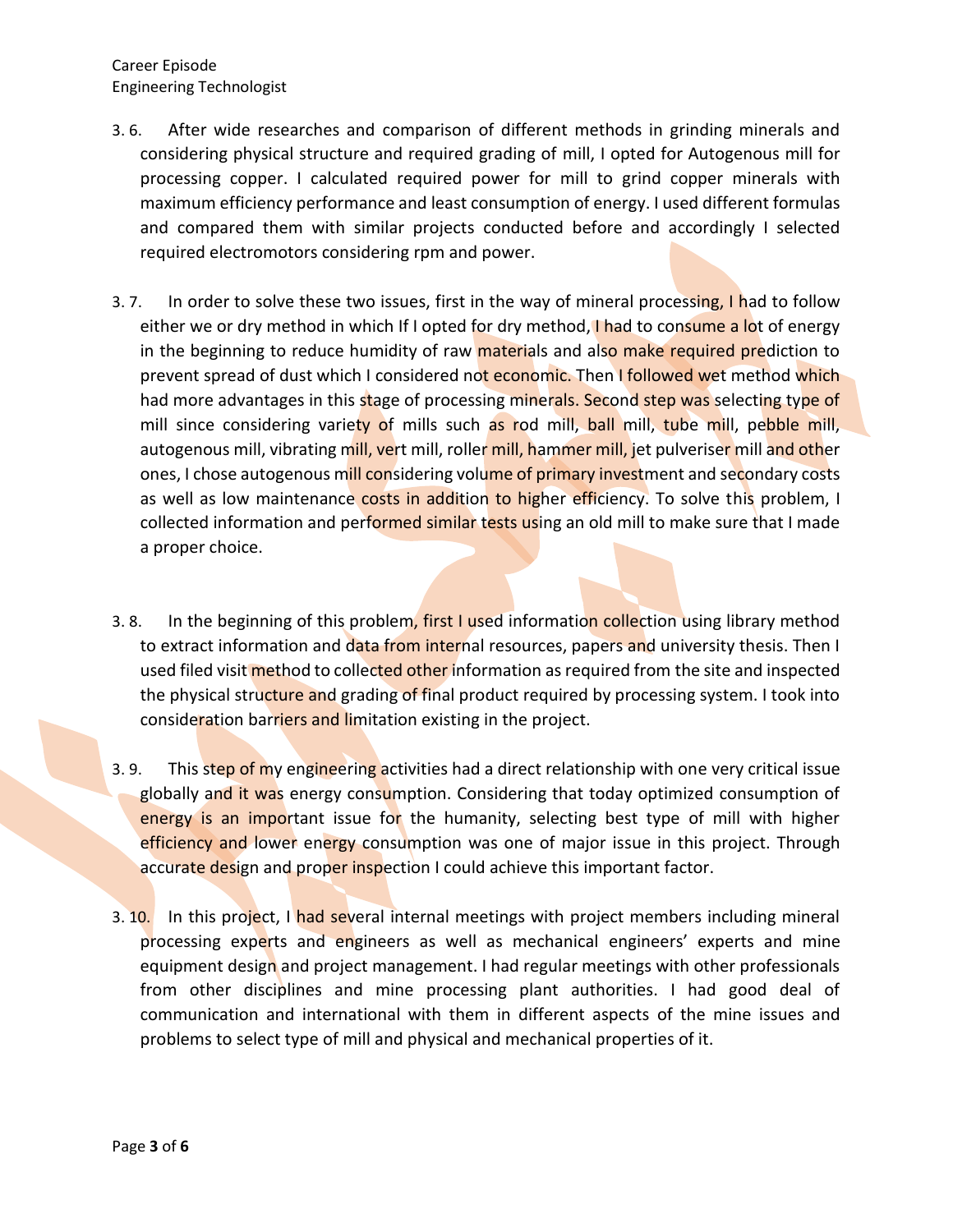3. 6. After wide researches and comparison of different methods in grinding minerals and considering physical structure and required grading of mill, I opted for Autogenous mill for processing copper. I calculated required power for mill to grind copper minerals with maximum efficiency performance and least consumption of energy. I used different formulas and compared them with similar projects conducted before and accordingly I selected required electromotors considering rpm and power.

3. 7. In order to solve these two issues, first in the way of mineral processing, I had to follow either we or dry method in which If I opted for dry method, I had to consume a lot of energy in the beginning to reduce humidity of raw materials and also make required prediction to prevent spread of dust which I considered not economic. Then I followed wet method which had more advantages in this stage of processing minerals. Second step was selecting type of mill since considering variety of mills such as rod mill, ball mill, tube mill, pebble mill, autogenous mill, vibrating mill, vert mill, roller mill, hammer mill, jet pulveriser mill and other ones, I chose autogenous mill considering volume of primary investment and secondary costs as well as low maintenance costs in addition to higher efficiency. To solve this problem, I collected information and performed similar tests using an old mill to make sure that I made a proper choice.

3. 8. In the beginning of this problem, first I used information collection using library method to extract information and data from internal resources, papers and university thesis. Then I used filed visit method to collected other information as required from the site and inspected the physical structure and grading of final product required by processing system. I took into consideration barriers and limitation existing in the project.

3. 9. This step of my engineering activities had a direct relationship with one very critical issue globally and it was energy consumption. Considering that today optimized consumption of energy is an important issue for the humanity, selecting best type of mill with higher efficiency and lower energy consumption was one of major issue in this project. Through accurate design and proper inspection I could achieve this important factor.

3. 10. In this project, I had several internal meetings with project members including mineral processing experts and engineers as well as mechanical engineers' experts and mine equipment design and project management. I had regular meetings with other professionals from other disciplines and mine processing plant authorities. I had good deal of communication and international with them in different aspects of the mine issues and problems to select type of mill and physical and mechanical properties of it.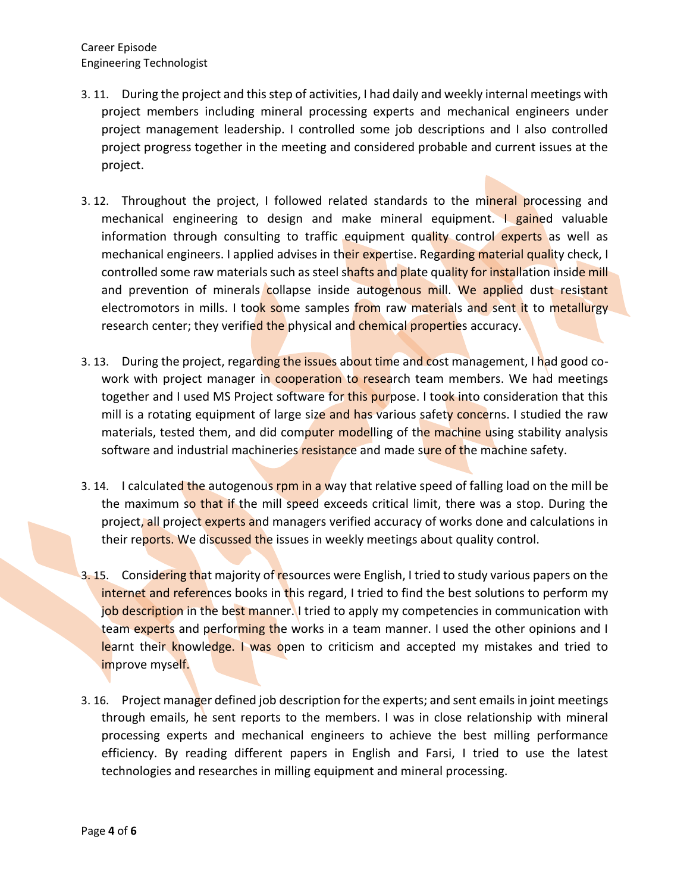3. 11. During the project and this step of activities, I had daily and weekly internal meetings with project members including mineral processing experts and mechanical engineers under project management leadership. I controlled some job descriptions and I also controlled project progress together in the meeting and considered probable and current issues at the project.

3. 12. Throughout the project, I followed related standards to the mineral processing and mechanical engineering to design and make mineral equipment. I gained valuable information through consulting to traffic equipment quality control experts as well as mechanical engineers. I applied advises in their expertise. Regarding material quality check, I controlled some raw materials such as steel shafts and plate quality for installation inside mill and prevention of minerals collapse inside autogenous mill. We applied dust resistant electromotors in mills. I took some samples from raw materials and sent it to metallurgy research center; they verified the physical and chemical properties accuracy.

3. 13. During the project, regarding the issues about time and cost management, I had good co-work with project manager in cooperation to research team members. We had meetings together and I used MS Project software for this purpose. I took into consideration that this mill is a rotating equipment of large size and has various safety concerns. I studied the raw materials, tested them, and did computer modelling of the machine using stability analysis software and industrial machineries resistance and made sure of the machine safety.

3. 14. I calculated the autogenous rpm in a way that relative speed of falling load on the mill be the maximum so that if the mill speed exceeds critical limit, there was a stop. During the project, all project experts and managers verified accuracy of works done and calculations in their reports. We discussed the issues in weekly meetings about quality control.

3. 15. Considering that majority of resources were English, I tried to study various papers on the internet and references books in this regard, I tried to find the best solutions to perform my job description in the best manner. I tried to apply my competencies in communication with team experts and performing the works in a team manner. I used the other opinions and I learnt their knowledge. I was open to criticism and accepted my mistakes and tried to improve myself.

3. 16. Project manager defined job description for the experts; and sent emails in joint meetings through emails, he sent reports to the members. I was in close relationship with mineral processing experts and mechanical engineers to achieve the best milling performance efficiency. By reading different papers in English and Farsi, I tried to use the latest technologies and researches in milling equipment and mineral processing.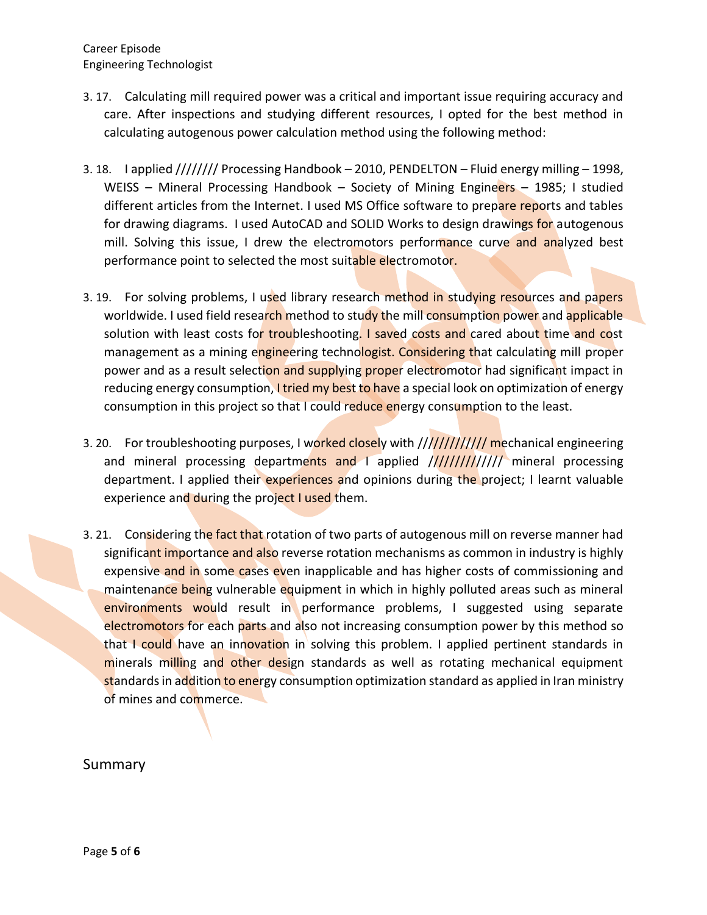3. 17. Calculating mill required power was a critical and important issue requiring accuracy and care. After inspections and studying different resources, I opted for the best method in calculating autogenous power calculation method using the following method:

3. 18. I applied //////// Processing Handbook – 2010, PENDELTON – Fluid energy milling – 1998, WEISS – Mineral Processing Handbook – Society of Mining Engineers – 1985; I studied different articles from the Internet. I used MS Office software to prepare reports and tables for drawing diagrams. I used AutoCAD and SOLID Works to design drawings for autogenous mill. Solving this issue, I drew the electromotors performance curve and analyzed best performance point to selected the most suitable electromotor.

3. 19. For solving problems, I used library research method in studying resources and papers worldwide. I used field research method to study the mill consumption power and applicable solution with least costs for troubleshooting. I saved costs and cared about time and cost management as a mining engineering technologist. Considering that calculating mill proper power and as a result selection and supplying proper electromotor had significant impact in reducing energy consumption, I tried my best to have a special look on optimization of energy consumption in this project so that I could reduce energy consumption to the least.

3. 20. For troubleshooting purposes, I worked closely with //////////// mechanical engineering and mineral processing departments and I applied ///////////// mineral processing department. I applied their experiences and opinions during the project; I learnt valuable experience and during the project I used them.

3. 21. Considering the fact that rotation of two parts of autogenous mill on reverse manner had significant importance and also reverse rotation mechanisms as common in industry is highly expensive and in some cases even inapplicable and has higher costs of commissioning and maintenance being vulnerable equipment in which in highly polluted areas such as mineral environments would result in performance problems, I suggested using separate electromotors for each parts and also not increasing consumption power by this method so that I could have an innovation in solving this problem. I applied pertinent standards in minerals milling and other design standards as well as rotating mechanical equipment standards in addition to energy consumption optimization standard as applied in Iran ministry of mines and commerce.

## Summary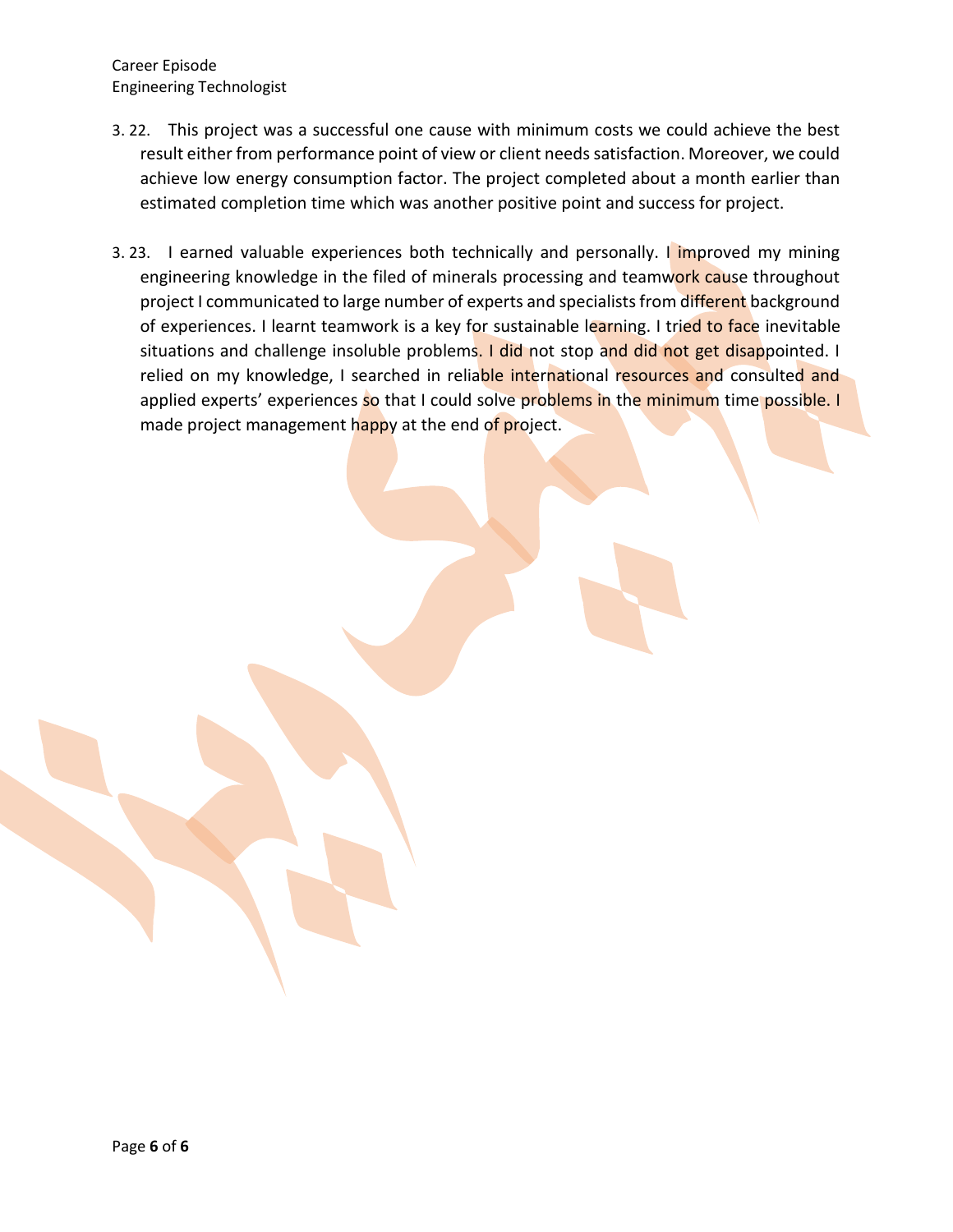3. 22. This project was a successful one cause with minimum costs we could achieve the best result either from performance point of view or client needs satisfaction. Moreover, we could achieve low energy consumption factor. The project completed about a month earlier than estimated completion time which was another positive point and success for project.

3. 23. I earned valuable experiences both technically and personally. I improved my mining engineering knowledge in the filed of minerals processing and teamwork cause throughout project I communicated to large number of experts and specialists from different background of experiences. I learnt teamwork is a key for sustainable learning. I tried to face inevitable situations and challenge insoluble problems. I did not stop and did not get disappointed. I relied on my knowledge, I searched in reliable international resources and consulted and applied experts' experiences so that I could solve problems in the minimum time possible. I made project management happy at the end of project.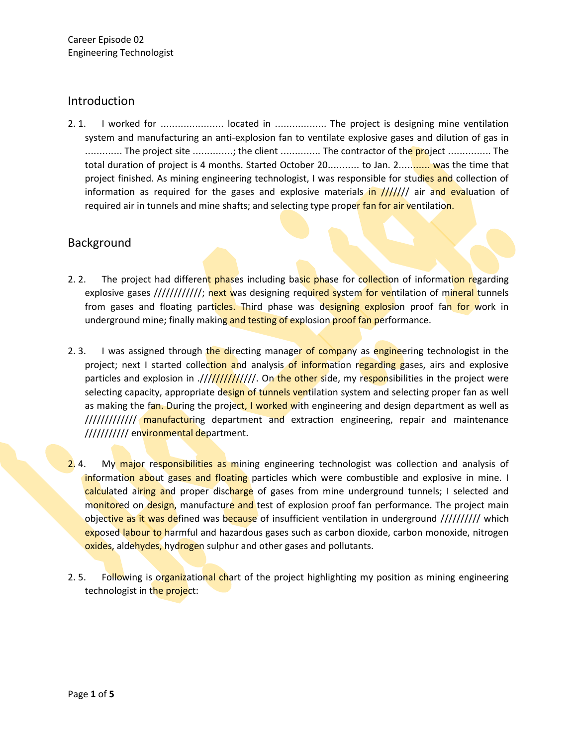Career Episode 02
Engineering Technologist

## Introduction

2. 1. I worked for ..................... located in ................. The project is designing mine ventilation system and manufacturing an anti-explosion fan to ventilate explosive gases and dilution of gas in ............ The project site .............; the client ............. The contractor of the project .............. The total duration of project is 4 months. Started October 20........... to Jan. 2........... was the time that project finished. As mining engineering technologist, I was responsible for studies and collection of information as required for the gases and explosive materials in ////// air and evaluation of required air in tunnels and mine shafts; and selecting type proper fan for air ventilation.

## Background

2. 2. The project had different phases including basic phase for collection of information regarding explosive gases ////////////; next was designing required system for ventilation of mineral tunnels from gases and floating particles. Third phase was designing explosion proof fan for work in underground mine; finally making and testing of explosion proof fan performance.

2. 3. I was assigned through the directing manager of company as engineering technologist in the project; next I started collection and analysis of information regarding gases, airs and explosive particles and explosion in .//////////////. On the other side, my responsibilities in the project were selecting capacity, appropriate design of tunnels ventilation system and selecting proper fan as well as making the fan. During the project, I worked with engineering and design department as well as ///////////// manufacturing department and extraction engineering, repair and maintenance /////////// environmental department.

2. 4. My major responsibilities as mining engineering technologist was collection and analysis of information about gases and floating particles which were combustible and explosive in mine. I calculated airing and proper discharge of gases from mine underground tunnels; I selected and monitored on design, manufacture and test of explosion proof fan performance. The project main objective as it was defined was because of insufficient ventilation in underground ////////// which exposed labour to harmful and hazardous gases such as carbon dioxide, carbon monoxide, nitrogen oxides, aldehydes, hydrogen sulphur and other gases and pollutants.

2. 5. Following is organizational chart of the project highlighting my position as mining engineering technologist in the project: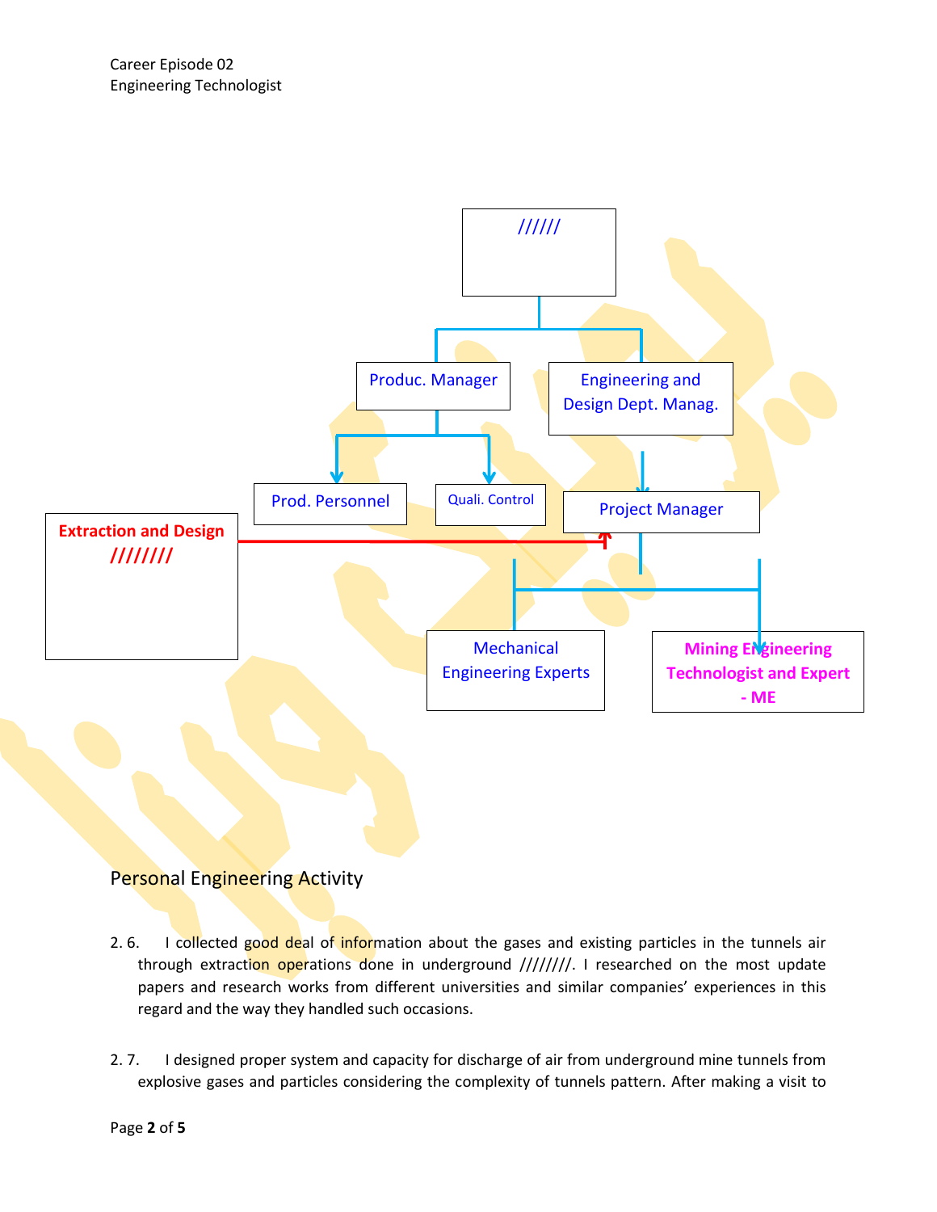Career Episode 02
Engineering Technologist

//////

Produc. Manager

Engineering and Design Dept. Manag.

Prod. Personnel

Quali. Control

Project Manager

Extraction and Design ////////

Mechanical Engineering Experts

Mining Engineering Technologist and Expert - ME

## Personal Engineering Activity

2\. 6. I collected good deal of information about the gases and existing particles in the tunnels air through extraction operations done in underground ////////. I researched on the most update papers and research works from different universities and similar companies' experiences in this regard and the way they handled such occasions.

2\. 7. I designed proper system and capacity for discharge of air from underground mine tunnels from explosive gases and particles considering the complexity of tunnels pattern. After making a visit to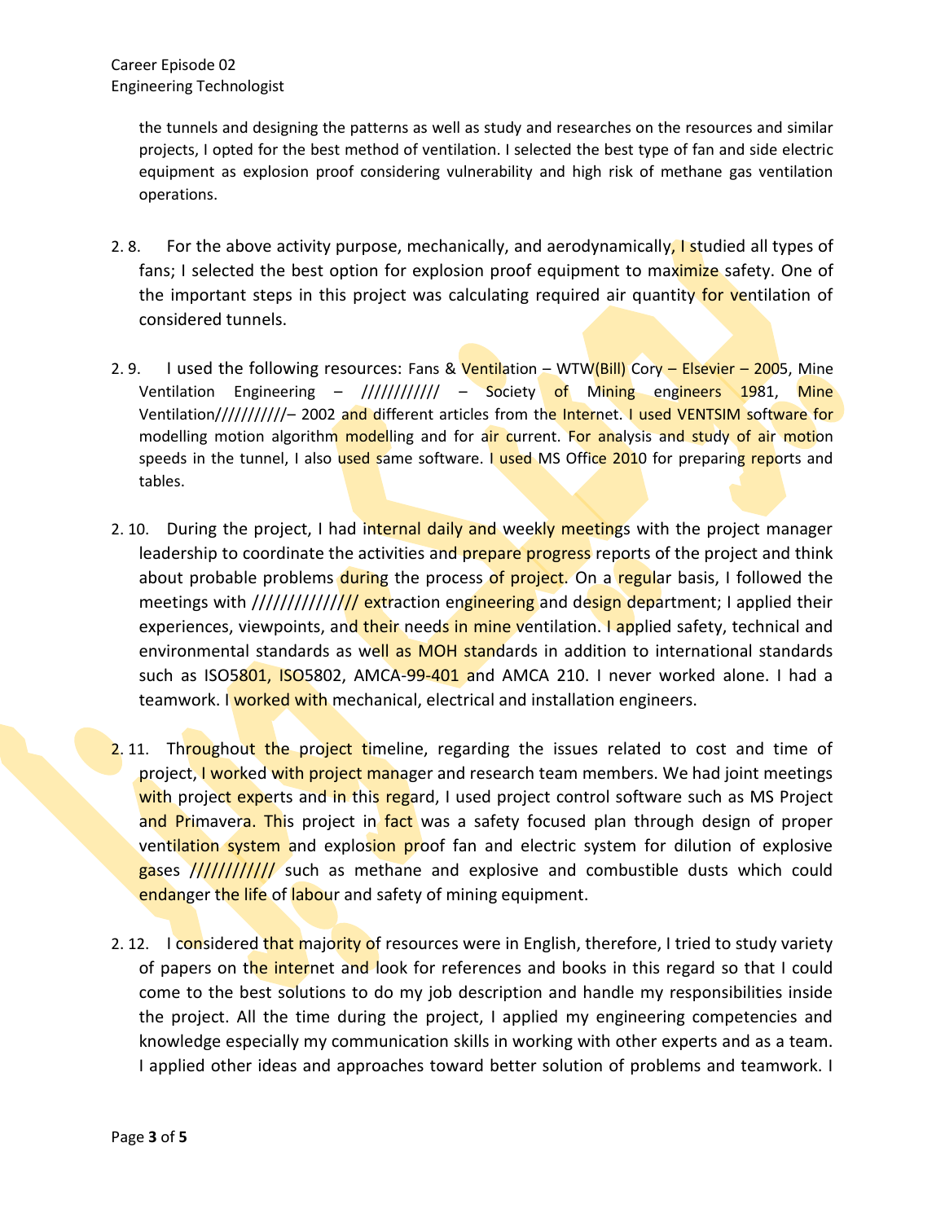the tunnels and designing the patterns as well as study and researches on the resources and similar projects, I opted for the best method of ventilation. I selected the best type of fan and side electric equipment as explosion proof considering vulnerability and high risk of methane gas ventilation operations.

2. 8. For the above activity purpose, mechanically, and aerodynamically, I studied all types of fans; I selected the best option for explosion proof equipment to maximize safety. One of the important steps in this project was calculating required air quantity for ventilation of considered tunnels.

2. 9. I used the following resources: Fans & Ventilation – WTW(Bill) Cory – Elsevier – 2005, Mine Ventilation Engineering – //////////// – Society of Mining engineers 1981, Mine Ventilation//////////– 2002 and different articles from the Internet. I used VENTSIM software for modelling motion algorithm modelling and for air current. For analysis and study of air motion speeds in the tunnel, I also used same software. I used MS Office 2010 for preparing reports and tables.

2. 10. During the project, I had internal daily and weekly meetings with the project manager leadership to coordinate the activities and prepare progress reports of the project and think about probable problems during the process of project. On a regular basis, I followed the meetings with ////////////// extraction engineering and design department; I applied their experiences, viewpoints, and their needs in mine ventilation. I applied safety, technical and environmental standards as well as MOH standards in addition to international standards such as ISO5801, ISO5802, AMCA-99-401 and AMCA 210. I never worked alone. I had a teamwork. I worked with mechanical, electrical and installation engineers.

2. 11. Throughout the project timeline, regarding the issues related to cost and time of project, I worked with project manager and research team members. We had joint meetings with project experts and in this regard, I used project control software such as MS Project and Primavera. This project in fact was a safety focused plan through design of proper ventilation system and explosion proof fan and electric system for dilution of explosive gases /////////// such as methane and explosive and combustible dusts which could endanger the life of labour and safety of mining equipment.

2. 12. I considered that majority of resources were in English, therefore, I tried to study variety of papers on the internet and look for references and books in this regard so that I could come to the best solutions to do my job description and handle my responsibilities inside the project. All the time during the project, I applied my engineering competencies and knowledge especially my communication skills in working with other experts and as a team. I applied other ideas and approaches toward better solution of problems and teamwork. I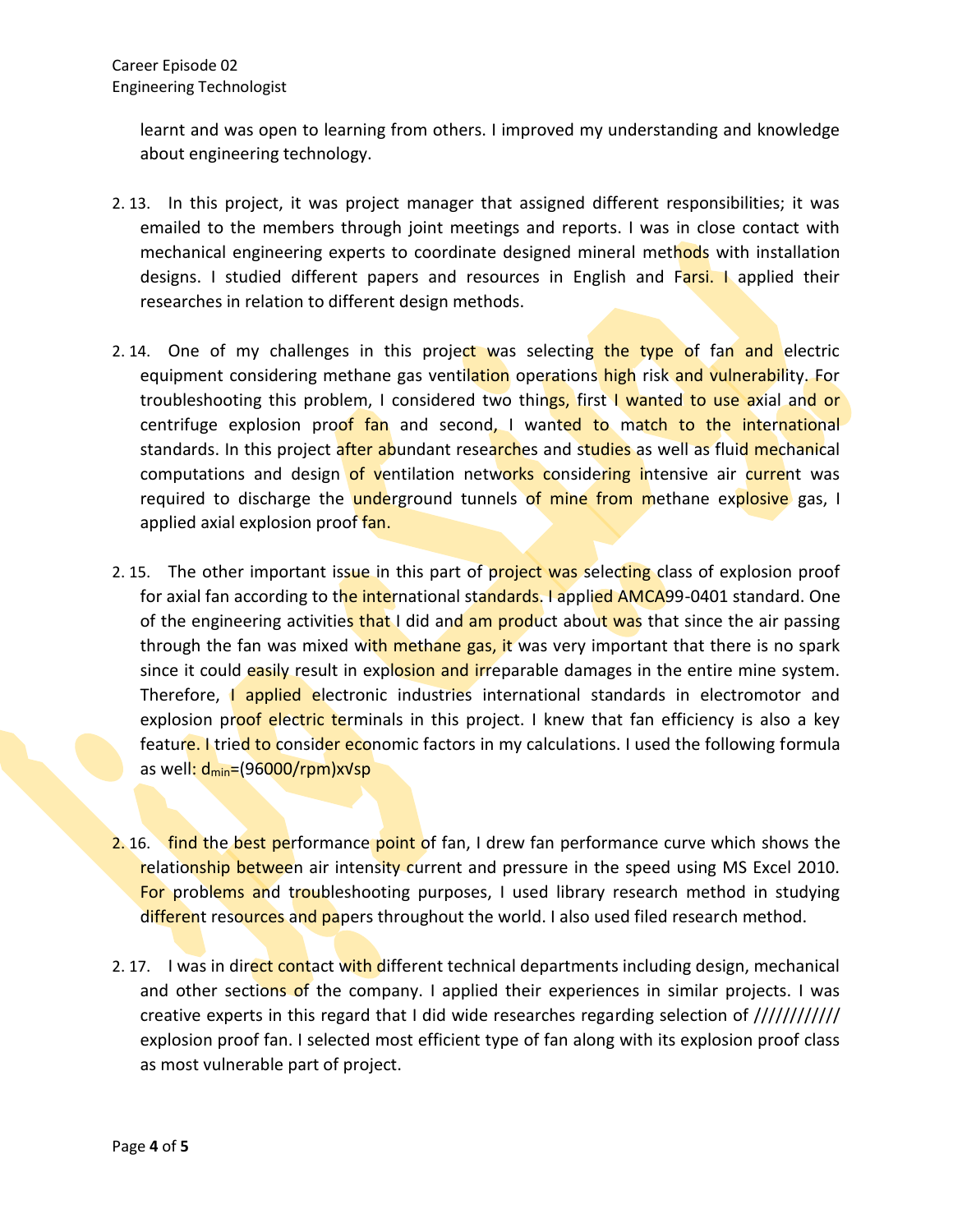learnt and was open to learning from others. I improved my understanding and knowledge about engineering technology.

2. 13. In this project, it was project manager that assigned different responsibilities; it was emailed to the members through joint meetings and reports. I was in close contact with mechanical engineering experts to coordinate designed mineral methods with installation designs. I studied different papers and resources in English and Farsi. I applied their researches in relation to different design methods.

2. 14. One of my challenges in this project was selecting the type of fan and electric equipment considering methane gas ventilation operations high risk and vulnerability. For troubleshooting this problem, I considered two things, first I wanted to use axial and or centrifuge explosion proof fan and second, I wanted to match to the international standards. In this project after abundant researches and studies as well as fluid mechanical computations and design of ventilation networks considering intensive air current was required to discharge the underground tunnels of mine from methane explosive gas, I applied axial explosion proof fan.

2. 15. The other important issue in this part of project was selecting class of explosion proof for axial fan according to the international standards. I applied AMCA99-0401 standard. One of the engineering activities that I did and am product about was that since the air passing through the fan was mixed with methane gas, it was very important that there is no spark since it could easily result in explosion and irreparable damages in the entire mine system. Therefore, I applied electronic industries international standards in electromotor and explosion proof electric terminals in this project. I knew that fan efficiency is also a key feature. I tried to consider economic factors in my calculations. I used the following formula as well: $d_{min}=(96000/rpm)x\sqrt{sp}$

2. 16. find the best performance point of fan, I drew fan performance curve which shows the relationship between air intensity current and pressure in the speed using MS Excel 2010. For problems and troubleshooting purposes, I used library research method in studying different resources and papers throughout the world. I also used filed research method.

2. 17. I was in direct contact with different technical departments including design, mechanical and other sections of the company. I applied their experiences in similar projects. I was creative experts in this regard that I did wide researches regarding selection of //////////// explosion proof fan. I selected most efficient type of fan along with its explosion proof class as most vulnerable part of project.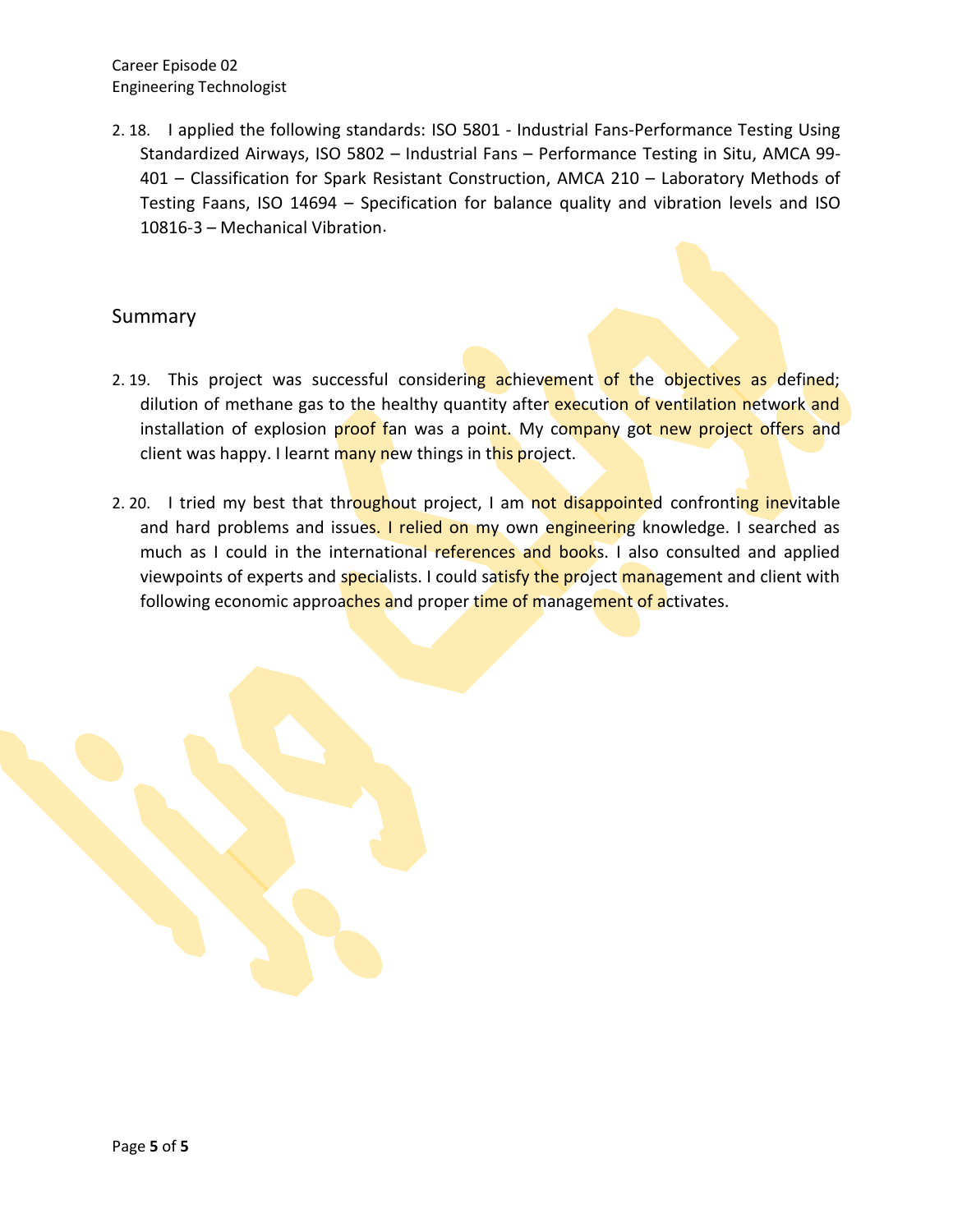2. 18. I applied the following standards: ISO 5801 - Industrial Fans-Performance Testing Using Standardized Airways, ISO 5802 – Industrial Fans – Performance Testing in Situ, AMCA 99-401 – Classification for Spark Resistant Construction, AMCA 210 – Laboratory Methods of Testing Faans, ISO 14694 – Specification for balance quality and vibration levels and ISO 10816-3 – Mechanical Vibration.

## Summary

2. 19. This project was successful considering achievement of the objectives as defined; dilution of methane gas to the healthy quantity after execution of ventilation network and installation of explosion proof fan was a point. My company got new project offers and client was happy. I learnt many new things in this project.

2. 20. I tried my best that throughout project, I am not disappointed confronting inevitable and hard problems and issues. I relied on my own engineering knowledge. I searched as much as I could in the international references and books. I also consulted and applied viewpoints of experts and specialists. I could satisfy the project management and client with following economic approaches and proper time of management of activates.